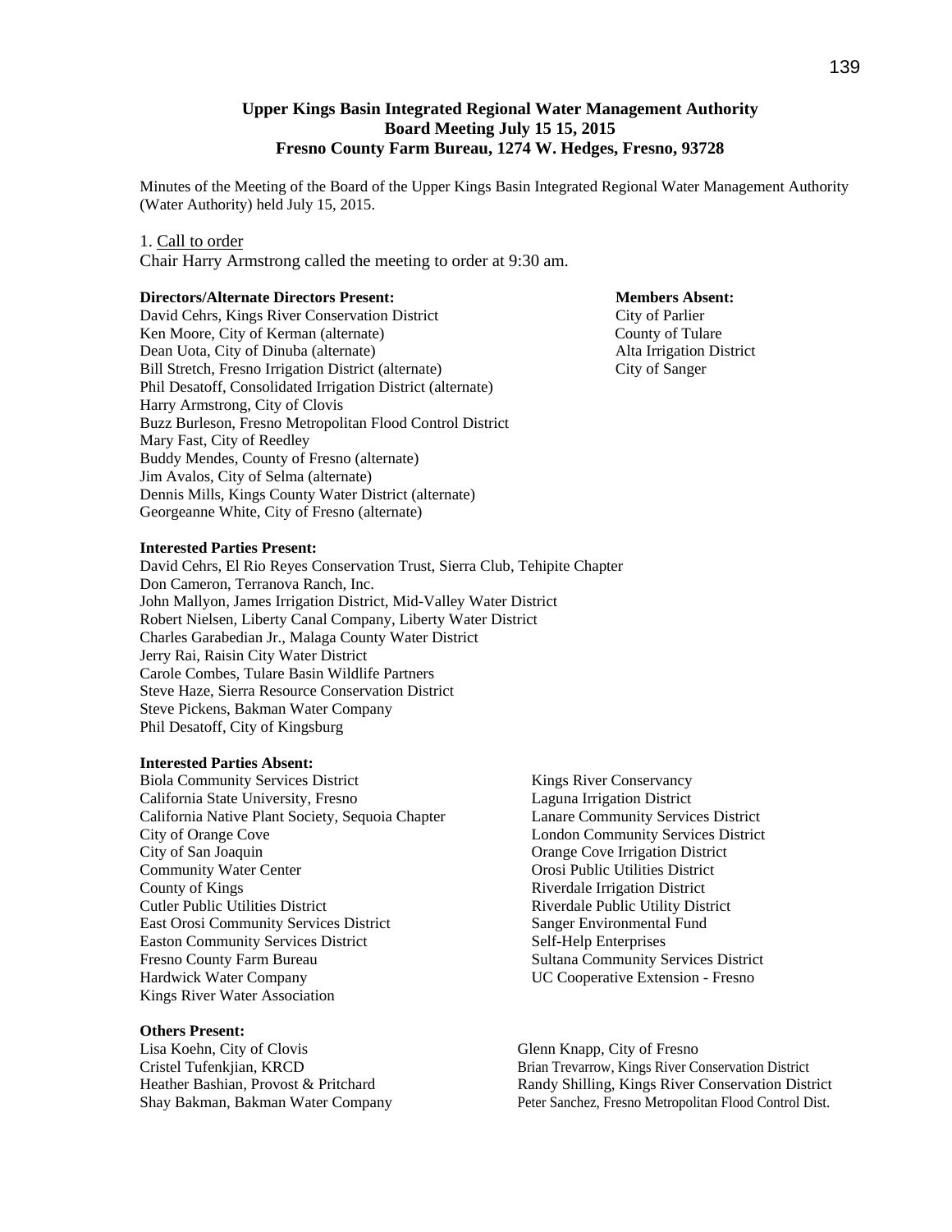# Upper Kings Basin Integrated Regional Water Management Authority
## Board Meeting July 15 15, 2015
## Fresno County Farm Bureau, 1274 W. Hedges, Fresno, 93728

Minutes of the Meeting of the Board of the Upper Kings Basin Integrated Regional Water Management Authority (Water Authority) held July 15, 2015.

1. Call to order

Chair Harry Armstrong called the meeting to order at 9:30 am.

**Directors/Alternate Directors Present:**

David Cehrs, Kings River Conservation District
Ken Moore, City of Kerman (alternate)
Dean Uota, City of Dinuba (alternate)
Bill Stretch, Fresno Irrigation District (alternate)
Phil Desatoff, Consolidated Irrigation District (alternate)
Harry Armstrong, City of Clovis
Buzz Burleson, Fresno Metropolitan Flood Control District
Mary Fast, City of Reedley
Buddy Mendes, County of Fresno (alternate)
Jim Avalos, City of Selma (alternate)
Dennis Mills, Kings County Water District (alternate)
Georgeanne White, City of Fresno (alternate)

**Members Absent:**

City of Parlier
County of Tulare
Alta Irrigation District
City of Sanger

**Interested Parties Present:**

David Cehrs, El Rio Reyes Conservation Trust, Sierra Club, Tehipite Chapter
Don Cameron, Terranova Ranch, Inc.
John Mallyon, James Irrigation District, Mid-Valley Water District
Robert Nielsen, Liberty Canal Company, Liberty Water District
Charles Garabedian Jr., Malaga County Water District
Jerry Rai, Raisin City Water District
Carole Combes, Tulare Basin Wildlife Partners
Steve Haze, Sierra Resource Conservation District
Steve Pickens, Bakman Water Company
Phil Desatoff, City of Kingsburg

**Interested Parties Absent:**

Biola Community Services District
California State University, Fresno
California Native Plant Society, Sequoia Chapter
City of Orange Cove
City of San Joaquin
Community Water Center
County of Kings
Cutler Public Utilities District
East Orosi Community Services District
Easton Community Services District
Fresno County Farm Bureau
Hardwick Water Company
Kings River Water Association
Kings River Conservancy
Laguna Irrigation District
Lanare Community Services District
London Community Services District
Orange Cove Irrigation District
Orosi Public Utilities District
Riverdale Irrigation District
Riverdale Public Utility District
Sanger Environmental Fund
Self-Help Enterprises
Sultana Community Services District
UC Cooperative Extension - Fresno

**Others Present:**

Lisa Koehn, City of Clovis
Cristel Tufenkjian, KRCD
Heather Bashian, Provost & Pritchard
Shay Bakman, Bakman Water Company
Glenn Knapp, City of Fresno
Brian Trevarrow, Kings River Conservation District
Randy Shilling, Kings River Conservation District
Peter Sanchez, Fresno Metropolitan Flood Control Dist.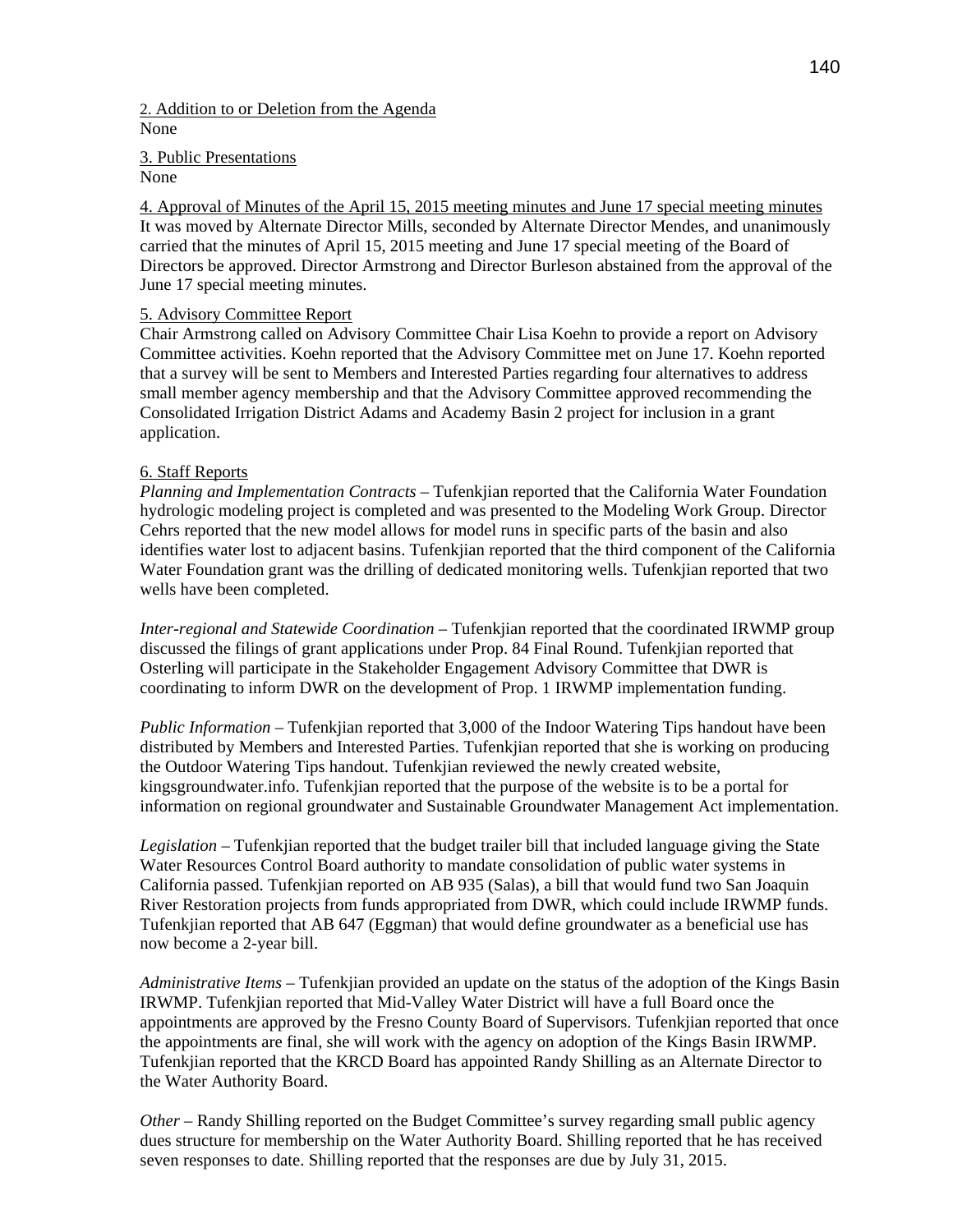2. Addition to or Deletion from the Agenda
None

3. Public Presentations
None

4. Approval of Minutes of the April 15, 2015 meeting minutes and June 17 special meeting minutes
It was moved by Alternate Director Mills, seconded by Alternate Director Mendes, and unanimously carried that the minutes of April 15, 2015 meeting and June 17 special meeting of the Board of Directors be approved. Director Armstrong and Director Burleson abstained from the approval of the June 17 special meeting minutes.

5. Advisory Committee Report
Chair Armstrong called on Advisory Committee Chair Lisa Koehn to provide a report on Advisory Committee activities. Koehn reported that the Advisory Committee met on June 17. Koehn reported that a survey will be sent to Members and Interested Parties regarding four alternatives to address small member agency membership and that the Advisory Committee approved recommending the Consolidated Irrigation District Adams and Academy Basin 2 project for inclusion in a grant application.

6. Staff Reports
*Planning and Implementation Contracts* – Tufenkjian reported that the California Water Foundation hydrologic modeling project is completed and was presented to the Modeling Work Group. Director Cehrs reported that the new model allows for model runs in specific parts of the basin and also identifies water lost to adjacent basins. Tufenkjian reported that the third component of the California Water Foundation grant was the drilling of dedicated monitoring wells. Tufenkjian reported that two wells have been completed.

*Inter-regional and Statewide Coordination* – Tufenkjian reported that the coordinated IRWMP group discussed the filings of grant applications under Prop. 84 Final Round. Tufenkjian reported that Osterling will participate in the Stakeholder Engagement Advisory Committee that DWR is coordinating to inform DWR on the development of Prop. 1 IRWMP implementation funding.

*Public Information* – Tufenkjian reported that 3,000 of the Indoor Watering Tips handout have been distributed by Members and Interested Parties. Tufenkjian reported that she is working on producing the Outdoor Watering Tips handout. Tufenkjian reviewed the newly created website, kingsgroundwater.info. Tufenkjian reported that the purpose of the website is to be a portal for information on regional groundwater and Sustainable Groundwater Management Act implementation.

*Legislation* – Tufenkjian reported that the budget trailer bill that included language giving the State Water Resources Control Board authority to mandate consolidation of public water systems in California passed. Tufenkjian reported on AB 935 (Salas), a bill that would fund two San Joaquin River Restoration projects from funds appropriated from DWR, which could include IRWMP funds. Tufenkjian reported that AB 647 (Eggman) that would define groundwater as a beneficial use has now become a 2-year bill.

*Administrative Items* – Tufenkjian provided an update on the status of the adoption of the Kings Basin IRWMP. Tufenkjian reported that Mid-Valley Water District will have a full Board once the appointments are approved by the Fresno County Board of Supervisors. Tufenkjian reported that once the appointments are final, she will work with the agency on adoption of the Kings Basin IRWMP. Tufenkjian reported that the KRCD Board has appointed Randy Shilling as an Alternate Director to the Water Authority Board.

*Other* – Randy Shilling reported on the Budget Committee's survey regarding small public agency dues structure for membership on the Water Authority Board. Shilling reported that he has received seven responses to date. Shilling reported that the responses are due by July 31, 2015.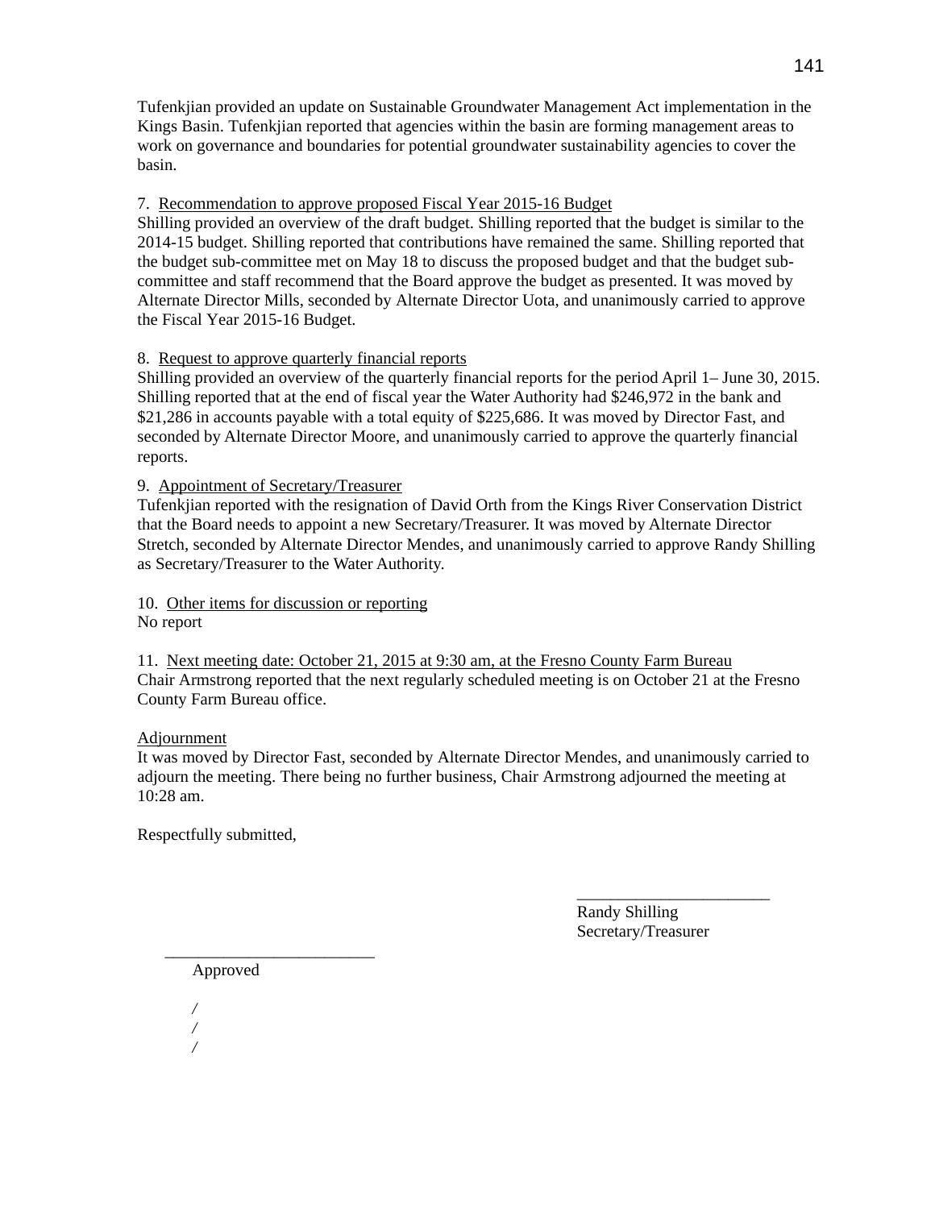Tufenkjian provided an update on Sustainable Groundwater Management Act implementation in the Kings Basin. Tufenkjian reported that agencies within the basin are forming management areas to work on governance and boundaries for potential groundwater sustainability agencies to cover the basin.

7. Recommendation to approve proposed Fiscal Year 2015-16 Budget

Shilling provided an overview of the draft budget. Shilling reported that the budget is similar to the 2014-15 budget. Shilling reported that contributions have remained the same. Shilling reported that the budget sub-committee met on May 18 to discuss the proposed budget and that the budget sub-committee and staff recommend that the Board approve the budget as presented. It was moved by Alternate Director Mills, seconded by Alternate Director Uota, and unanimously carried to approve the Fiscal Year 2015-16 Budget.

8. Request to approve quarterly financial reports

Shilling provided an overview of the quarterly financial reports for the period April 1– June 30, 2015. Shilling reported that at the end of fiscal year the Water Authority had $246,972 in the bank and $21,286 in accounts payable with a total equity of $225,686. It was moved by Director Fast, and seconded by Alternate Director Moore, and unanimously carried to approve the quarterly financial reports.

9. Appointment of Secretary/Treasurer

Tufenkjian reported with the resignation of David Orth from the Kings River Conservation District that the Board needs to appoint a new Secretary/Treasurer. It was moved by Alternate Director Stretch, seconded by Alternate Director Mendes, and unanimously carried to approve Randy Shilling as Secretary/Treasurer to the Water Authority.

10. Other items for discussion or reporting

No report

11. Next meeting date: October 21, 2015 at 9:30 am, at the Fresno County Farm Bureau

Chair Armstrong reported that the next regularly scheduled meeting is on October 21 at the Fresno County Farm Bureau office.

Adjournment

It was moved by Director Fast, seconded by Alternate Director Mendes, and unanimously carried to adjourn the meeting. There being no further business, Chair Armstrong adjourned the meeting at 10:28 am.

Respectfully submitted,

\_\_\_\_\_\_\_\_\_\_\_\_\_\_\_\_\_\_\_\_\_\_\_

Randy Shilling
Secretary/Treasurer

\_\_\_\_\_\_\_\_\_\_\_\_\_\_\_\_\_\_\_\_\_\_\_\_\_

Approved

/
/
/